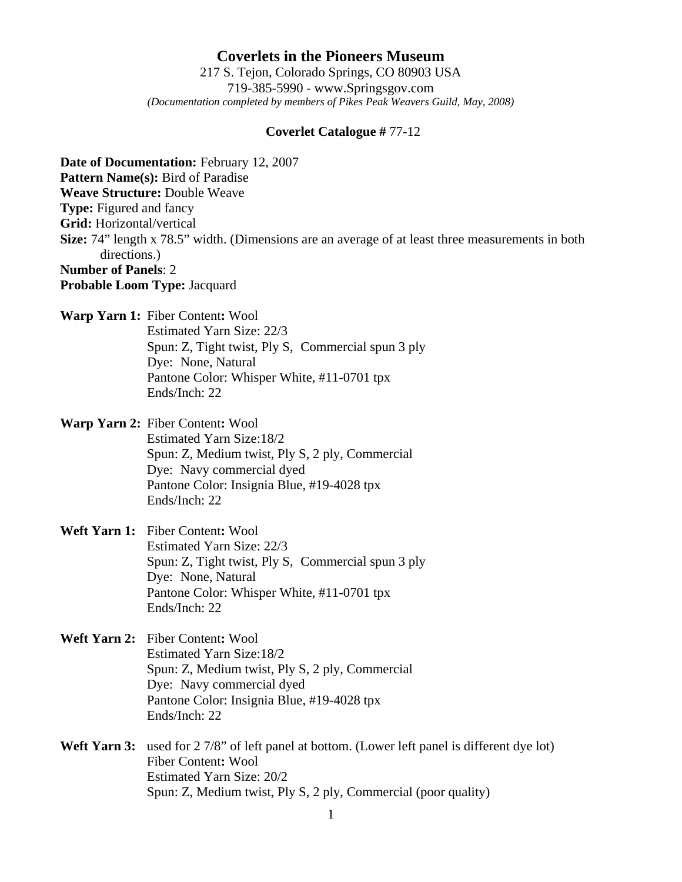# Coverlets in the Pioneers Museum

217 S. Tejon, Colorado Springs, CO 80903 USA
719-385-5990 - www.Springsgov.com
*(Documentation completed by members of Pikes Peak Weavers Guild, May, 2008)*

### Coverlet Catalogue # 77-12

**Date of Documentation:** February 12, 2007
**Pattern Name(s):** Bird of Paradise
**Weave Structure:** Double Weave
**Type:** Figured and fancy
**Grid:** Horizontal/vertical
**Size:** 74" length x 78.5" width. (Dimensions are an average of at least three measurements in both directions.)
**Number of Panels**: 2
**Probable Loom Type:** Jacquard

**Warp Yarn 1:** Fiber Content**:** Wool
Estimated Yarn Size: 22/3
Spun: Z, Tight twist, Ply S, Commercial spun 3 ply
Dye: None, Natural
Pantone Color: Whisper White, #11-0701 tpx
Ends/Inch: 22

**Warp Yarn 2:** Fiber Content**:** Wool
Estimated Yarn Size:18/2
Spun: Z, Medium twist, Ply S, 2 ply, Commercial
Dye: Navy commercial dyed
Pantone Color: Insignia Blue, #19-4028 tpx
Ends/Inch: 22

**Weft Yarn 1:** Fiber Content**:** Wool
Estimated Yarn Size: 22/3
Spun: Z, Tight twist, Ply S, Commercial spun 3 ply
Dye: None, Natural
Pantone Color: Whisper White, #11-0701 tpx
Ends/Inch: 22

**Weft Yarn 2:** Fiber Content**:** Wool
Estimated Yarn Size:18/2
Spun: Z, Medium twist, Ply S, 2 ply, Commercial
Dye: Navy commercial dyed
Pantone Color: Insignia Blue, #19-4028 tpx
Ends/Inch: 22

**Weft Yarn 3:** used for 2 7/8" of left panel at bottom. (Lower left panel is different dye lot)
Fiber Content**:** Wool
Estimated Yarn Size: 20/2
Spun: Z, Medium twist, Ply S, 2 ply, Commercial (poor quality)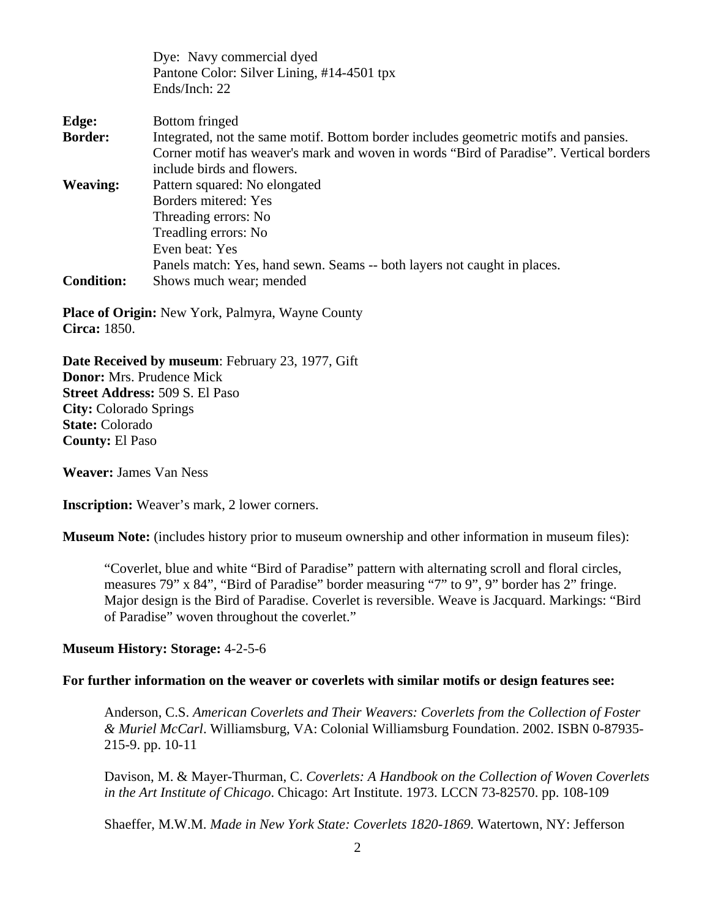Dye: Navy commercial dyed
Pantone Color: Silver Lining, #14-4501 tpx
Ends/Inch: 22

**Edge:** Bottom fringed

**Border:** Integrated, not the same motif. Bottom border includes geometric motifs and pansies. Corner motif has weaver's mark and woven in words “Bird of Paradise”. Vertical borders include birds and flowers.

**Weaving:** Pattern squared: No elongated
Borders mitered: Yes
Threading errors: No
Treadling errors: No
Even beat: Yes
Panels match: Yes, hand sewn. Seams -- both layers not caught in places.

**Condition:** Shows much wear; mended

**Place of Origin:** New York, Palmyra, Wayne County
**Circa:** 1850.

**Date Received by museum**: February 23, 1977, Gift
**Donor:** Mrs. Prudence Mick
**Street Address:** 509 S. El Paso
**City:** Colorado Springs
**State:** Colorado
**County:** El Paso

**Weaver:** James Van Ness

**Inscription:** Weaver’s mark, 2 lower corners.

**Museum Note:** (includes history prior to museum ownership and other information in museum files):

> “Coverlet, blue and white “Bird of Paradise” pattern with alternating scroll and floral circles, measures 79” x 84”, “Bird of Paradise” border measuring “7” to 9”, 9” border has 2” fringe. Major design is the Bird of Paradise. Coverlet is reversible. Weave is Jacquard. Markings: “Bird of Paradise” woven throughout the coverlet.”

**Museum History: Storage:** 4-2-5-6

**For further information on the weaver or coverlets with similar motifs or design features see:**

Anderson, C.S. *American Coverlets and Their Weavers: Coverlets from the Collection of Foster & Muriel McCarl*. Williamsburg, VA: Colonial Williamsburg Foundation. 2002. ISBN 0-87935-215-9. pp. 10-11

Davison, M. & Mayer-Thurman, C. *Coverlets: A Handbook on the Collection of Woven Coverlets in the Art Institute of Chicago*. Chicago: Art Institute. 1973. LCCN 73-82570. pp. 108-109

Shaeffer, M.W.M. *Made in New York State: Coverlets 1820-1869.* Watertown, NY: Jefferson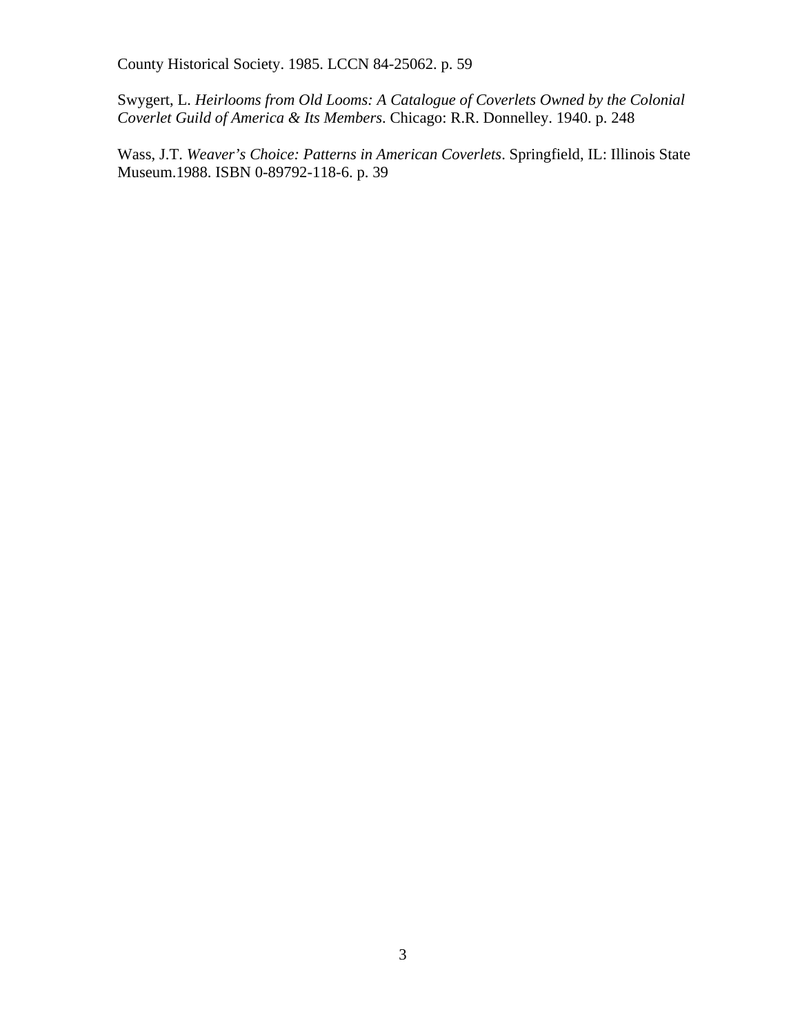County Historical Society. 1985. LCCN 84-25062. p. 59

Swygert, L. *Heirlooms from Old Looms: A Catalogue of Coverlets Owned by the Colonial Coverlet Guild of America & Its Members*. Chicago: R.R. Donnelley. 1940. p. 248

Wass, J.T. *Weaver's Choice: Patterns in American Coverlets*. Springfield, IL: Illinois State Museum.1988. ISBN 0-89792-118-6. p. 39